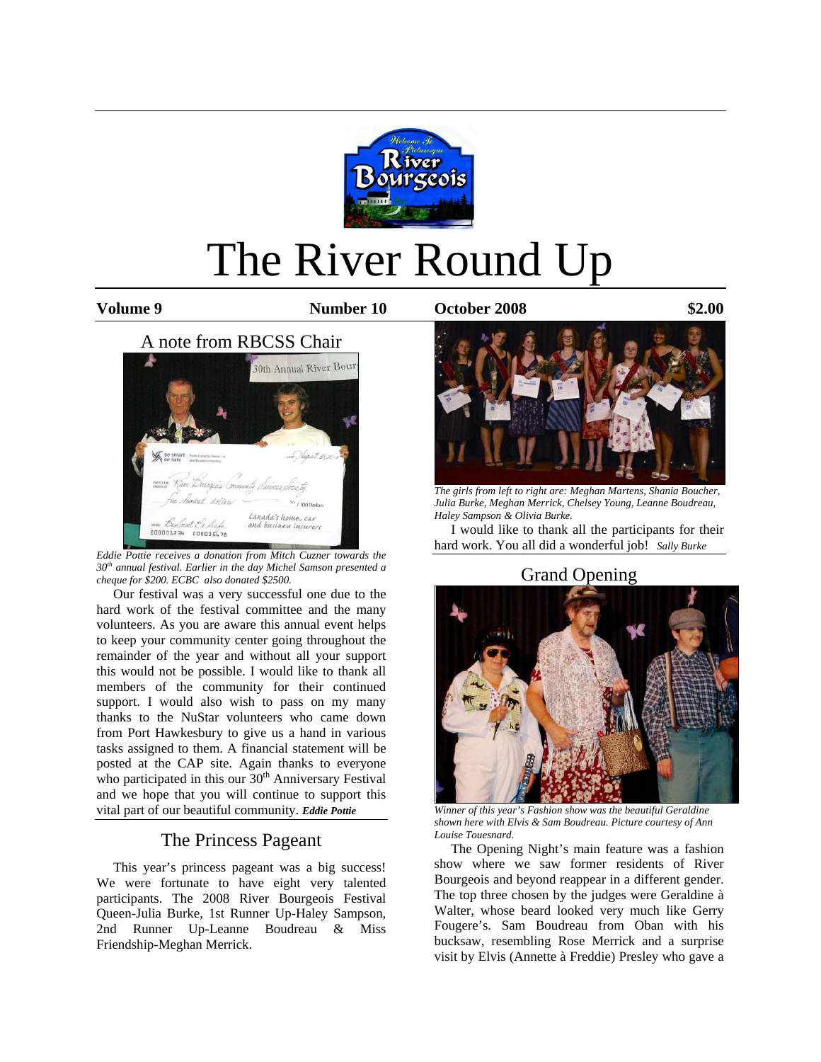# The River Round Up

**Volume 9** **Number 10** **October 2008** **$2.00**

## A note from RBCSS Chair

*Eddie Pottie receives a donation from Mitch Cuzner towards the 30th annual festival. Earlier in the day Michel Samson presented a cheque for $200. ECBC also donated $2500.*

Our festival was a very successful one due to the hard work of the festival committee and the many volunteers. As you are aware this annual event helps to keep your community center going throughout the remainder of the year and without all your support this would not be possible. I would like to thank all members of the community for their continued support. I would also wish to pass on my many thanks to the NuStar volunteers who came down from Port Hawkesbury to give us a hand in various tasks assigned to them. A financial statement will be posted at the CAP site. Again thanks to everyone who participated in this our 30th Anniversary Festival and we hope that you will continue to support this vital part of our beautiful community. ***Eddie Pottie***

## The Princess Pageant

This year's princess pageant was a big success! We were fortunate to have eight very talented participants. The 2008 River Bourgeois Festival Queen-Julia Burke, 1st Runner Up-Haley Sampson, 2nd Runner Up-Leanne Boudreau & Miss Friendship-Meghan Merrick.

*The girls from left to right are: Meghan Martens, Shania Boucher, Julia Burke, Meghan Merrick, Chelsey Young, Leanne Boudreau, Haley Sampson & Olivia Burke.*

I would like to thank all the participants for their hard work. You all did a wonderful job! *Sally Burke*

## Grand Opening

*Winner of this year's Fashion show was the beautiful Geraldine shown here with Elvis & Sam Boudreau. Picture courtesy of Ann Louise Touesnard.*

The Opening Night's main feature was a fashion show where we saw former residents of River Bourgeois and beyond reappear in a different gender. The top three chosen by the judges were Geraldine à Walter, whose beard looked very much like Gerry Fougere's. Sam Boudreau from Oban with his bucksaw, resembling Rose Merrick and a surprise visit by Elvis (Annette à Freddie) Presley who gave a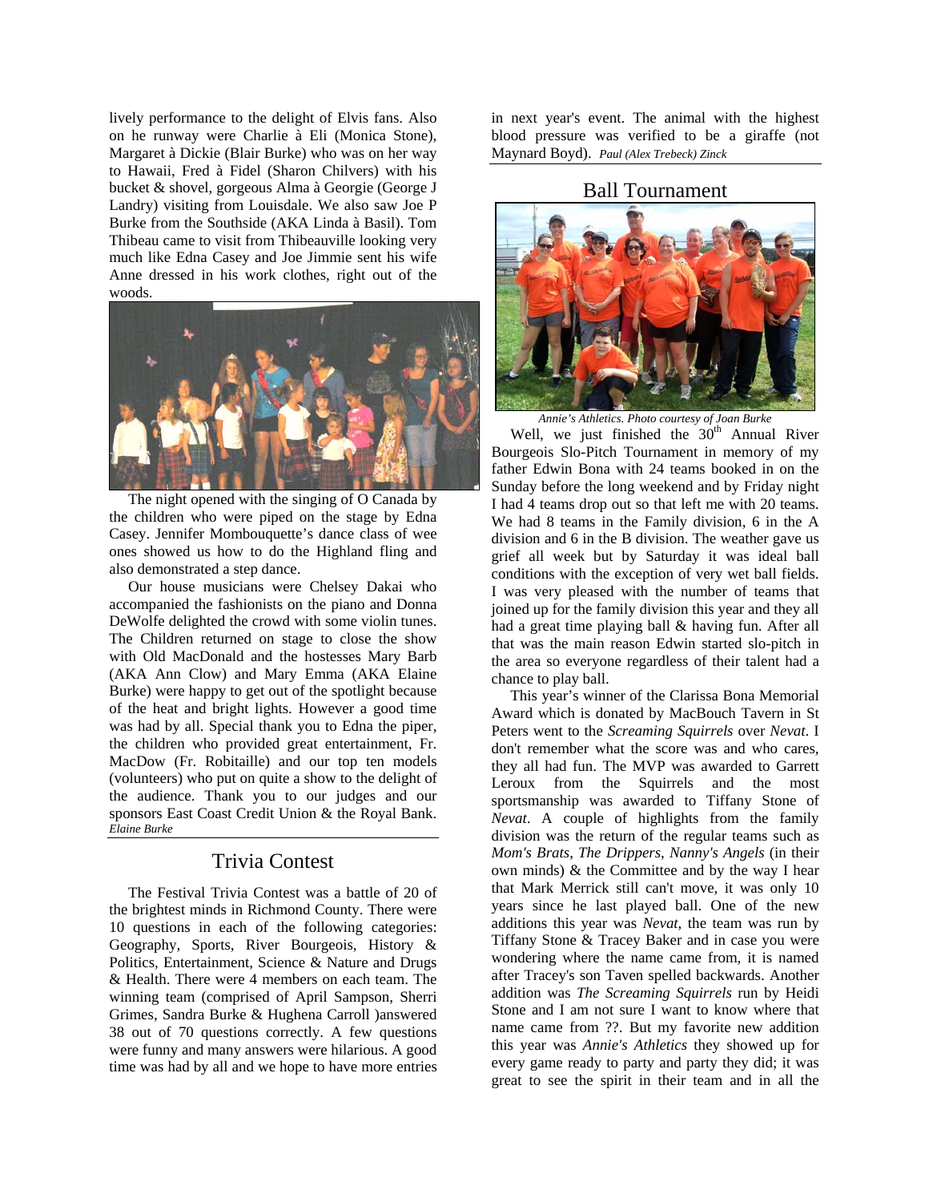lively performance to the delight of Elvis fans. Also on he runway were Charlie à Eli (Monica Stone), Margaret à Dickie (Blair Burke) who was on her way to Hawaii, Fred à Fidel (Sharon Chilvers) with his bucket & shovel, gorgeous Alma à Georgie (George J Landry) visiting from Louisdale. We also saw Joe P Burke from the Southside (AKA Linda à Basil). Tom Thibeau came to visit from Thibeauville looking very much like Edna Casey and Joe Jimmie sent his wife Anne dressed in his work clothes, right out of the woods.

The night opened with the singing of O Canada by the children who were piped on the stage by Edna Casey. Jennifer Mombouquette's dance class of wee ones showed us how to do the Highland fling and also demonstrated a step dance.

Our house musicians were Chelsey Dakai who accompanied the fashionists on the piano and Donna DeWolfe delighted the crowd with some violin tunes. The Children returned on stage to close the show with Old MacDonald and the hostesses Mary Barb (AKA Ann Clow) and Mary Emma (AKA Elaine Burke) were happy to get out of the spotlight because of the heat and bright lights. However a good time was had by all. Special thank you to Edna the piper, the children who provided great entertainment, Fr. MacDow (Fr. Robitaille) and our top ten models (volunteers) who put on quite a show to the delight of the audience. Thank you to our judges and our sponsors East Coast Credit Union & the Royal Bank.

*Elaine Burke*

## Trivia Contest

The Festival Trivia Contest was a battle of 20 of the brightest minds in Richmond County. There were 10 questions in each of the following categories: Geography, Sports, River Bourgeois, History & Politics, Entertainment, Science & Nature and Drugs & Health. There were 4 members on each team. The winning team (comprised of April Sampson, Sherri Grimes, Sandra Burke & Hughena Carroll )answered 38 out of 70 questions correctly. A few questions were funny and many answers were hilarious. A good time was had by all and we hope to have more entries in next year's event. The animal with the highest blood pressure was verified to be a giraffe (not Maynard Boyd). *Paul (Alex Trebeck) Zinck*

## Ball Tournament

*Annie's Athletics. Photo courtesy of Joan Burke*

Well, we just finished the 30th Annual River Bourgeois Slo-Pitch Tournament in memory of my father Edwin Bona with 24 teams booked in on the Sunday before the long weekend and by Friday night I had 4 teams drop out so that left me with 20 teams. We had 8 teams in the Family division, 6 in the A division and 6 in the B division. The weather gave us grief all week but by Saturday it was ideal ball conditions with the exception of very wet ball fields. I was very pleased with the number of teams that joined up for the family division this year and they all had a great time playing ball & having fun. After all that was the main reason Edwin started slo-pitch in the area so everyone regardless of their talent had a chance to play ball.

This year's winner of the Clarissa Bona Memorial Award which is donated by MacBouch Tavern in St Peters went to the *Screaming Squirrels* over *Nevat*. I don't remember what the score was and who cares, they all had fun. The MVP was awarded to Garrett Leroux from the Squirrels and the most sportsmanship was awarded to Tiffany Stone of *Nevat*. A couple of highlights from the family division was the return of the regular teams such as *Mom's Brats*, *The Drippers*, *Nanny's Angels* (in their own minds) & the Committee and by the way I hear that Mark Merrick still can't move, it was only 10 years since he last played ball. One of the new additions this year was *Nevat*, the team was run by Tiffany Stone & Tracey Baker and in case you were wondering where the name came from, it is named after Tracey's son Taven spelled backwards. Another addition was *The Screaming Squirrels* run by Heidi Stone and I am not sure I want to know where that name came from ??. But my favorite new addition this year was *Annie's Athletics* they showed up for every game ready to party and party they did; it was great to see the spirit in their team and in all the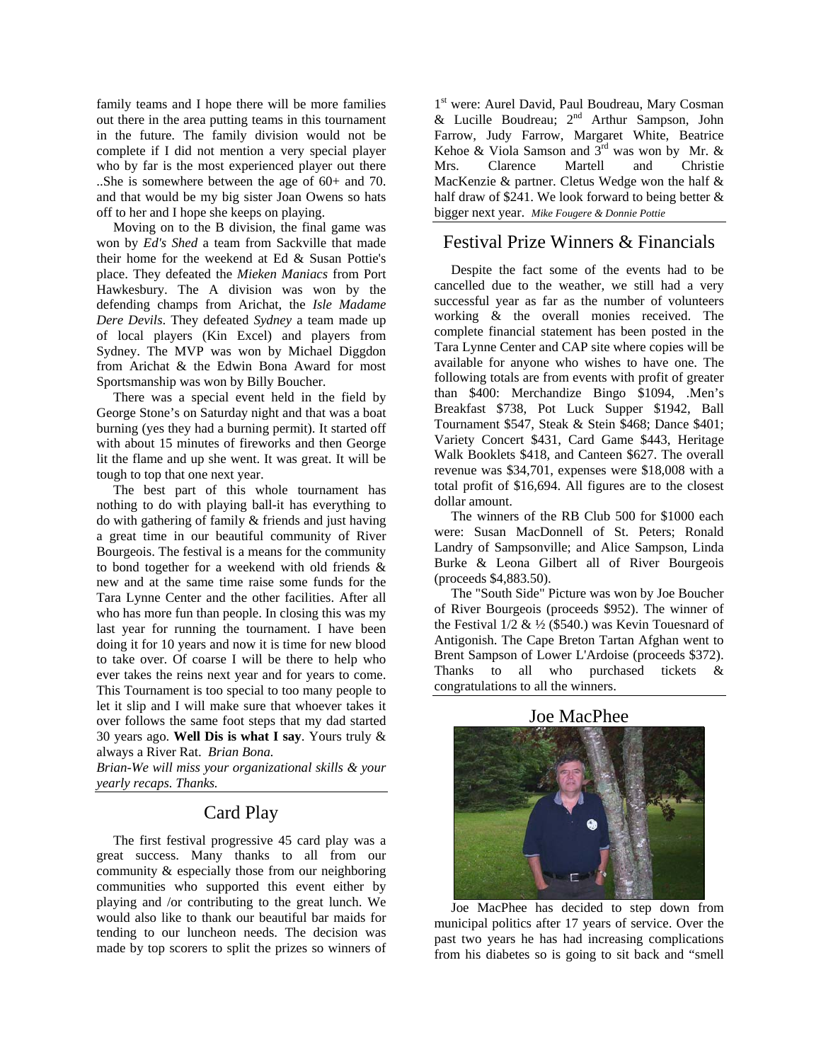family teams and I hope there will be more families out there in the area putting teams in this tournament in the future. The family division would not be complete if I did not mention a very special player who by far is the most experienced player out there ..She is somewhere between the age of 60+ and 70. and that would be my big sister Joan Owens so hats off to her and I hope she keeps on playing.

Moving on to the B division, the final game was won by *Ed's Shed* a team from Sackville that made their home for the weekend at Ed & Susan Pottie's place. They defeated the *Mieken Maniacs* from Port Hawkesbury. The A division was won by the defending champs from Arichat, the *Isle Madame Dere Devils*. They defeated *Sydney* a team made up of local players (Kin Excel) and players from Sydney. The MVP was won by Michael Diggdon from Arichat & the Edwin Bona Award for most Sportsmanship was won by Billy Boucher.

There was a special event held in the field by George Stone's on Saturday night and that was a boat burning (yes they had a burning permit). It started off with about 15 minutes of fireworks and then George lit the flame and up she went. It was great. It will be tough to top that one next year.

The best part of this whole tournament has nothing to do with playing ball-it has everything to do with gathering of family & friends and just having a great time in our beautiful community of River Bourgeois. The festival is a means for the community to bond together for a weekend with old friends & new and at the same time raise some funds for the Tara Lynne Center and the other facilities. After all who has more fun than people. In closing this was my last year for running the tournament. I have been doing it for 10 years and now it is time for new blood to take over. Of coarse I will be there to help who ever takes the reins next year and for years to come. This Tournament is too special to too many people to let it slip and I will make sure that whoever takes it over follows the same foot steps that my dad started 30 years ago. **Well Dis is what I say**. Yours truly & always a River Rat. *Brian Bona.*

*Brian-We will miss your organizational skills & your yearly recaps. Thanks.*

## Card Play

The first festival progressive 45 card play was a great success. Many thanks to all from our community & especially those from our neighboring communities who supported this event either by playing and /or contributing to the great lunch. We would also like to thank our beautiful bar maids for tending to our luncheon needs. The decision was made by top scorers to split the prizes so winners of 1st were: Aurel David, Paul Boudreau, Mary Cosman & Lucille Boudreau; 2nd Arthur Sampson, John Farrow, Judy Farrow, Margaret White, Beatrice Kehoe & Viola Samson and 3rd was won by Mr. & Mrs. Clarence Martell and Christie MacKenzie & partner. Cletus Wedge won the half & half draw of $241. We look forward to being better & bigger next year. *Mike Fougere & Donnie Pottie*

## Festival Prize Winners & Financials

Despite the fact some of the events had to be cancelled due to the weather, we still had a very successful year as far as the number of volunteers working & the overall monies received. The complete financial statement has been posted in the Tara Lynne Center and CAP site where copies will be available for anyone who wishes to have one. The following totals are from events with profit of greater than $400: Merchandize Bingo $1094, .Men's Breakfast $738, Pot Luck Supper $1942, Ball Tournament $547, Steak & Stein $468; Dance $401; Variety Concert $431, Card Game $443, Heritage Walk Booklets $418, and Canteen $627. The overall revenue was $34,701, expenses were $18,008 with a total profit of $16,694. All figures are to the closest dollar amount.

The winners of the RB Club 500 for $1000 each were: Susan MacDonnell of St. Peters; Ronald Landry of Sampsonville; and Alice Sampson, Linda Burke & Leona Gilbert all of River Bourgeois (proceeds $4,883.50).

The "South Side" Picture was won by Joe Boucher of River Bourgeois (proceeds $952). The winner of the Festival 1/2 & ½ ($540.) was Kevin Touesnard of Antigonish. The Cape Breton Tartan Afghan went to Brent Sampson of Lower L'Ardoise (proceeds $372). Thanks to all who purchased tickets & congratulations to all the winners.

## Joe MacPhee

Joe MacPhee has decided to step down from municipal politics after 17 years of service. Over the past two years he has had increasing complications from his diabetes so is going to sit back and "smell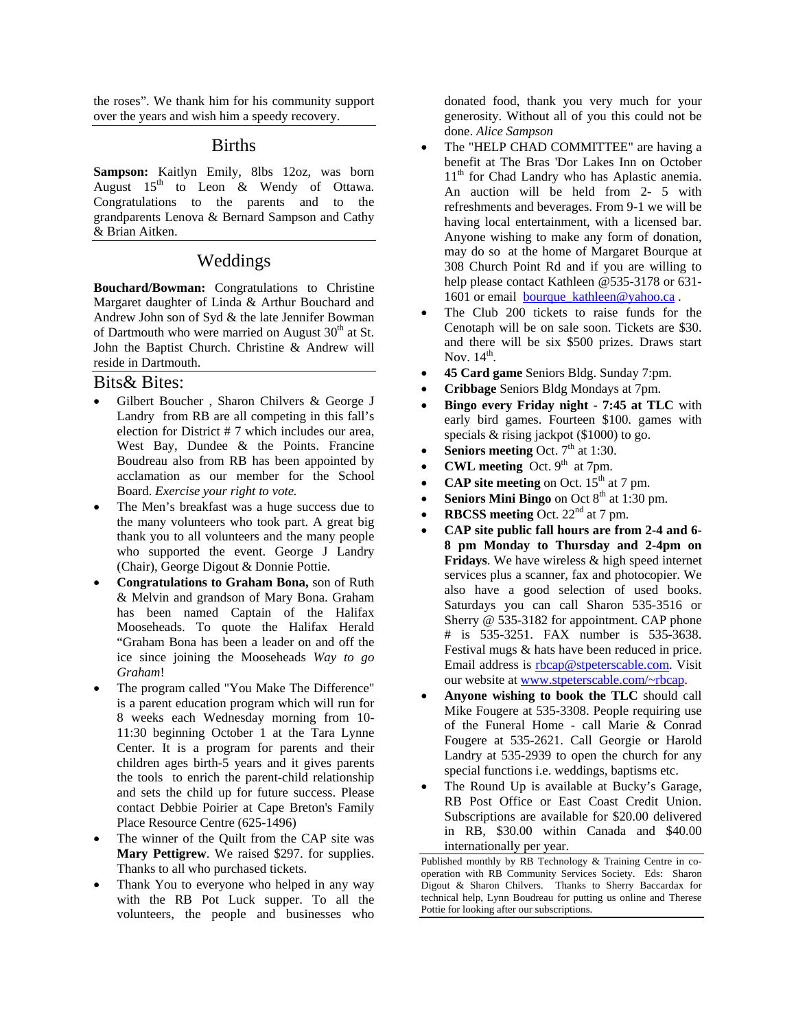the roses". We thank him for his community support over the years and wish him a speedy recovery.

## Births

**Sampson:** Kaitlyn Emily, 8lbs 12oz, was born August 15th to Leon & Wendy of Ottawa. Congratulations to the parents and to the grandparents Lenova & Bernard Sampson and Cathy & Brian Aitken.

## Weddings

**Bouchard/Bowman:** Congratulations to Christine Margaret daughter of Linda & Arthur Bouchard and Andrew John son of Syd & the late Jennifer Bowman of Dartmouth who were married on August 30th at St. John the Baptist Church. Christine & Andrew will reside in Dartmouth.

## Bits& Bites:

- Gilbert Boucher , Sharon Chilvers & George J Landry from RB are all competing in this fall's election for District # 7 which includes our area, West Bay, Dundee & the Points. Francine Boudreau also from RB has been appointed by acclamation as our member for the School Board. *Exercise your right to vote.*
- The Men's breakfast was a huge success due to the many volunteers who took part. A great big thank you to all volunteers and the many people who supported the event. George J Landry (Chair), George Digout & Donnie Pottie.
- **Congratulations to Graham Bona,** son of Ruth & Melvin and grandson of Mary Bona. Graham has been named Captain of the Halifax Mooseheads. To quote the Halifax Herald "Graham Bona has been a leader on and off the ice since joining the Mooseheads *Way to go Graham*!
- The program called "You Make The Difference" is a parent education program which will run for 8 weeks each Wednesday morning from 10-11:30 beginning October 1 at the Tara Lynne Center. It is a program for parents and their children ages birth-5 years and it gives parents the tools to enrich the parent-child relationship and sets the child up for future success. Please contact Debbie Poirier at Cape Breton's Family Place Resource Centre (625-1496)
- The winner of the Quilt from the CAP site was **Mary Pettigrew**. We raised $297. for supplies. Thanks to all who purchased tickets.
- Thank You to everyone who helped in any way with the RB Pot Luck supper. To all the volunteers, the people and businesses who donated food, thank you very much for your generosity. Without all of you this could not be done. *Alice Sampson*
- The "HELP CHAD COMMITTEE" are having a benefit at The Bras 'Dor Lakes Inn on October 11th for Chad Landry who has Aplastic anemia. An auction will be held from 2- 5 with refreshments and beverages. From 9-1 we will be having local entertainment, with a licensed bar. Anyone wishing to make any form of donation, may do so at the home of Margaret Bourque at 308 Church Point Rd and if you are willing to help please contact Kathleen @535-3178 or 631-1601 or email bourque_kathleen@yahoo.ca .
- The Club 200 tickets to raise funds for the Cenotaph will be on sale soon. Tickets are $30. and there will be six $500 prizes. Draws start Nov. 14th.
- **45 Card game** Seniors Bldg. Sunday 7:pm.
- **Cribbage** Seniors Bldg Mondays at 7pm.
- **Bingo every Friday night - 7:45 at TLC** with early bird games. Fourteen $100. games with specials & rising jackpot ($1000) to go.
- **Seniors meeting** Oct. 7th at 1:30.
- **CWL meeting** Oct. 9th at 7pm.
- **CAP site meeting** on Oct. 15th at 7 pm.
- **Seniors Mini Bingo** on Oct 8th at 1:30 pm.
- **RBCSS meeting** Oct. 22nd at 7 pm.
- **CAP site public fall hours are from 2-4 and 6-8 pm Monday to Thursday and 2-4pm on Fridays**. We have wireless & high speed internet services plus a scanner, fax and photocopier. We also have a good selection of used books. Saturdays you can call Sharon 535-3516 or Sherry @ 535-3182 for appointment. CAP phone # is 535-3251. FAX number is 535-3638. Festival mugs & hats have been reduced in price. Email address is rbcap@stpeterscable.com. Visit our website at www.stpeterscable.com/~rbcap.
- **Anyone wishing to book the TLC** should call Mike Fougere at 535-3308. People requiring use of the Funeral Home - call Marie & Conrad Fougere at 535-2621. Call Georgie or Harold Landry at 535-2939 to open the church for any special functions i.e. weddings, baptisms etc.
- The Round Up is available at Bucky's Garage, RB Post Office or East Coast Credit Union. Subscriptions are available for $20.00 delivered in RB, $30.00 within Canada and $40.00 internationally per year.

Published monthly by RB Technology & Training Centre in co-operation with RB Community Services Society. Eds: Sharon Digout & Sharon Chilvers. Thanks to Sherry Baccardax for technical help, Lynn Boudreau for putting us online and Therese Pottie for looking after our subscriptions.